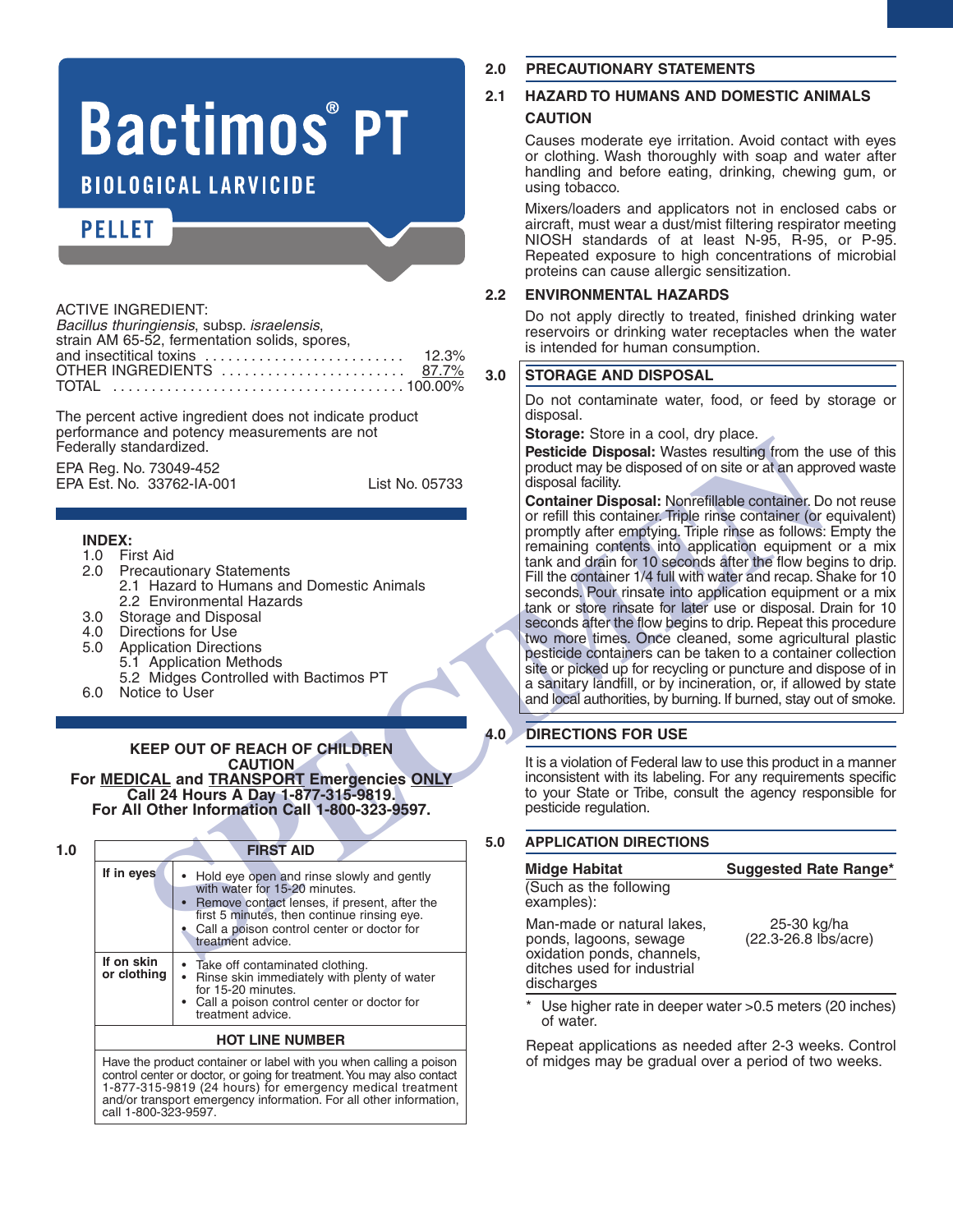# Bactimos® PT

## BIOLOGICAL LARVICIDE

## PELLET

ACTIVE INGREDIENT:
*Bacillus thuringiensis*, subsp. *israelensis*,
strain AM 65-52, fermentation solids, spores,
and insectitical toxins .......................... 12.3%
OTHER INGREDIENTS ........................ 87.7%
TOTAL ...................................... 100.00%

The percent active ingredient does not indicate product performance and potency measurements are not Federally standardized.

EPA Reg. No. 73049-452
EPA Est. No. 33762-IA-001 List No. 05733

**INDEX:**
1.0 First Aid
2.0 Precautionary Statements
  2.1 Hazard to Humans and Domestic Animals
  2.2 Environmental Hazards
3.0 Storage and Disposal
4.0 Directions for Use
5.0 Application Directions
  5.1 Application Methods
  5.2 Midges Controlled with Bactimos PT
6.0 Notice to User

**KEEP OUT OF REACH OF CHILDREN**
**CAUTION**
**For MEDICAL and TRANSPORT Emergencies ONLY**
**Call 24 Hours A Day 1-877-315-9819.**
**For All Other Information Call 1-800-323-9597.**

## 1.0 FIRST AID

| | |
|---|---|
| **If in eyes** | • Hold eye open and rinse slowly and gently with water for 15-20 minutes.<br>• Remove contact lenses, if present, after the first 5 minutes, then continue rinsing eye.<br>• Call a poison control center or doctor for treatment advice. |
| **If on skin or clothing** | • Take off contaminated clothing.<br>• Rinse skin immediately with plenty of water for 15-20 minutes.<br>• Call a poison control center or doctor for treatment advice. |

**HOT LINE NUMBER**

Have the product container or label with you when calling a poison control center or doctor, or going for treatment. You may also contact 1-877-315-9819 (24 hours) for emergency medical treatment and/or transport emergency information. For all other information, call 1-800-323-9597.

## 2.0 PRECAUTIONARY STATEMENTS

### 2.1 HAZARD TO HUMANS AND DOMESTIC ANIMALS

**CAUTION**

Causes moderate eye irritation. Avoid contact with eyes or clothing. Wash thoroughly with soap and water after handling and before eating, drinking, chewing gum, or using tobacco.

Mixers/loaders and applicators not in enclosed cabs or aircraft, must wear a dust/mist filtering respirator meeting NIOSH standards of at least N-95, R-95, or P-95. Repeated exposure to high concentrations of microbial proteins can cause allergic sensitization.

### 2.2 ENVIRONMENTAL HAZARDS

Do not apply directly to treated, finished drinking water reservoirs or drinking water receptacles when the water is intended for human consumption.

## 3.0 STORAGE AND DISPOSAL

Do not contaminate water, food, or feed by storage or disposal.

**Storage:** Store in a cool, dry place.

**Pesticide Disposal:** Wastes resulting from the use of this product may be disposed of on site or at an approved waste disposal facility.

**Container Disposal:** Nonrefillable container. Do not reuse or refill this container. Triple rinse container (or equivalent) promptly after emptying. Triple rinse as follows: Empty the remaining contents into application equipment or a mix tank and drain for 10 seconds after the flow begins to drip. Fill the container 1/4 full with water and recap. Shake for 10 seconds. Pour rinsate into application equipment or a mix tank or store rinsate for later use or disposal. Drain for 10 seconds after the flow begins to drip. Repeat this procedure two more times. Once cleaned, some agricultural plastic pesticide containers can be taken to a container collection site or picked up for recycling or puncture and dispose of in a sanitary landfill, or by incineration, or, if allowed by state and local authorities, by burning. If burned, stay out of smoke.

## 4.0 DIRECTIONS FOR USE

It is a violation of Federal law to use this product in a manner inconsistent with its labeling. For any requirements specific to your State or Tribe, consult the agency responsible for pesticide regulation.

## 5.0 APPLICATION DIRECTIONS

| Midge Habitat<br>(Such as the following examples): | Suggested Rate Range* |
|---|---|
| Man-made or natural lakes, ponds, lagoons, sewage oxidation ponds, channels, ditches used for industrial discharges | 25-30 kg/ha<br>(22.3-26.8 lbs/acre) |

\* Use higher rate in deeper water >0.5 meters (20 inches) of water.

Repeat applications as needed after 2-3 weeks. Control of midges may be gradual over a period of two weeks.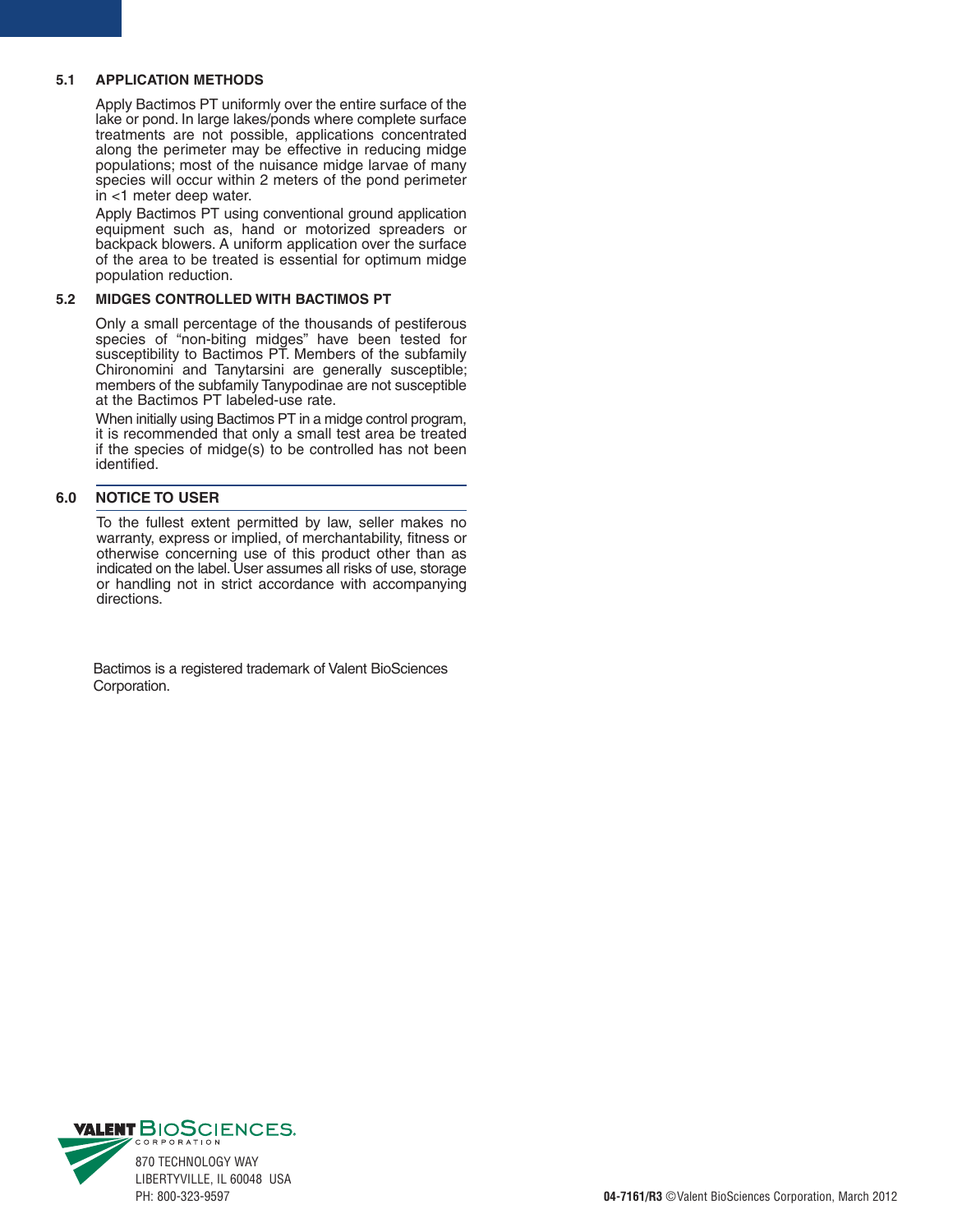### 5.1 APPLICATION METHODS

Apply Bactimos PT uniformly over the entire surface of the lake or pond. In large lakes/ponds where complete surface treatments are not possible, applications concentrated along the perimeter may be effective in reducing midge populations; most of the nuisance midge larvae of many species will occur within 2 meters of the pond perimeter in <1 meter deep water.

Apply Bactimos PT using conventional ground application equipment such as, hand or motorized spreaders or backpack blowers. A uniform application over the surface of the area to be treated is essential for optimum midge population reduction.

### 5.2 MIDGES CONTROLLED WITH BACTIMOS PT

Only a small percentage of the thousands of pestiferous species of "non-biting midges" have been tested for susceptibility to Bactimos PT. Members of the subfamily Chironomini and Tanytarsini are generally susceptible; members of the subfamily Tanypodinae are not susceptible at the Bactimos PT labeled-use rate.

When initially using Bactimos PT in a midge control program, it is recommended that only a small test area be treated if the species of midge(s) to be controlled has not been identified.

## 6.0 NOTICE TO USER

To the fullest extent permitted by law, seller makes no warranty, express or implied, of merchantability, fitness or otherwise concerning use of this product other than as indicated on the label. User assumes all risks of use, storage or handling not in strict accordance with accompanying directions.

Bactimos is a registered trademark of Valent BioSciences Corporation.

VALENT BIOSCIENCES CORPORATION
870 TECHNOLOGY WAY
LIBERTYVILLE, IL 60048 USA
PH: 800-323-9597

**04-7161/R3** ©Valent BioSciences Corporation, March 2012